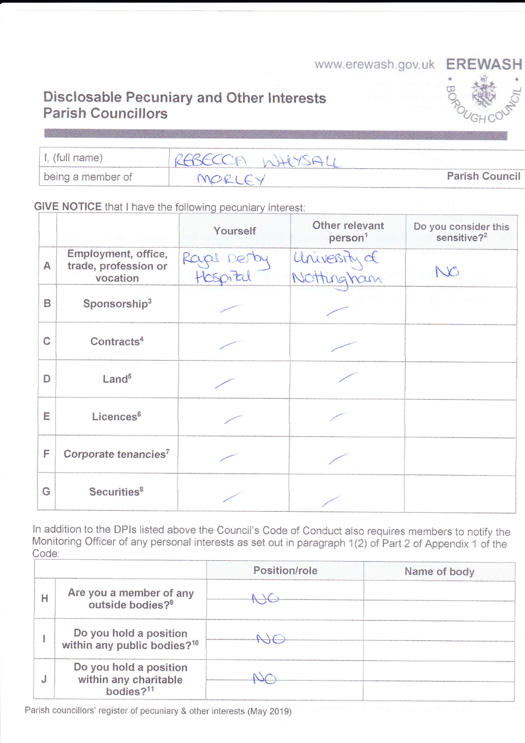www.erewash.gov.uk **EREWASH** BOROUGH COUNCIL

# Disclosable Pecuniary and Other Interests Parish Councillors

| I, (full name) | REBECCA WHYSALL |
|---|---|
| being a member of | MORLEY Parish Council |

**GIVE NOTICE** that I have the following pecuniary interest:

| | | Yourself | Other relevant person[1] | Do you consider this sensitive?[2] |
|---|---|---|---|---|
| A | Employment, office, trade, profession or vocation | Royal Derby Hospital | University of Nottingham | NO |
| B | Sponsorship[3] | / | / | |
| C | Contracts[4] | / | / | |
| D | Land[5] | / | / | |
| E | Licences[6] | / | / | |
| F | Corporate tenancies[7] | / | / | |
| G | Securities[8] | / | / | |

In addition to the DPIs listed above the Council's Code of Conduct also requires members to notify the Monitoring Officer of any personal interests as set out in paragraph 1(2) of Part 2 of Appendix 1 of the Code:

| | | Position/role | Name of body |
|---|---|---|---|
| H | Are you a member of any outside bodies?[9] | NO | |
| I | Do you hold a position within any public bodies?[10] | NO | |
| J | Do you hold a position within any charitable bodies?[11] | NO | |

Parish councillors' register of pecuniary & other interests (May 2019)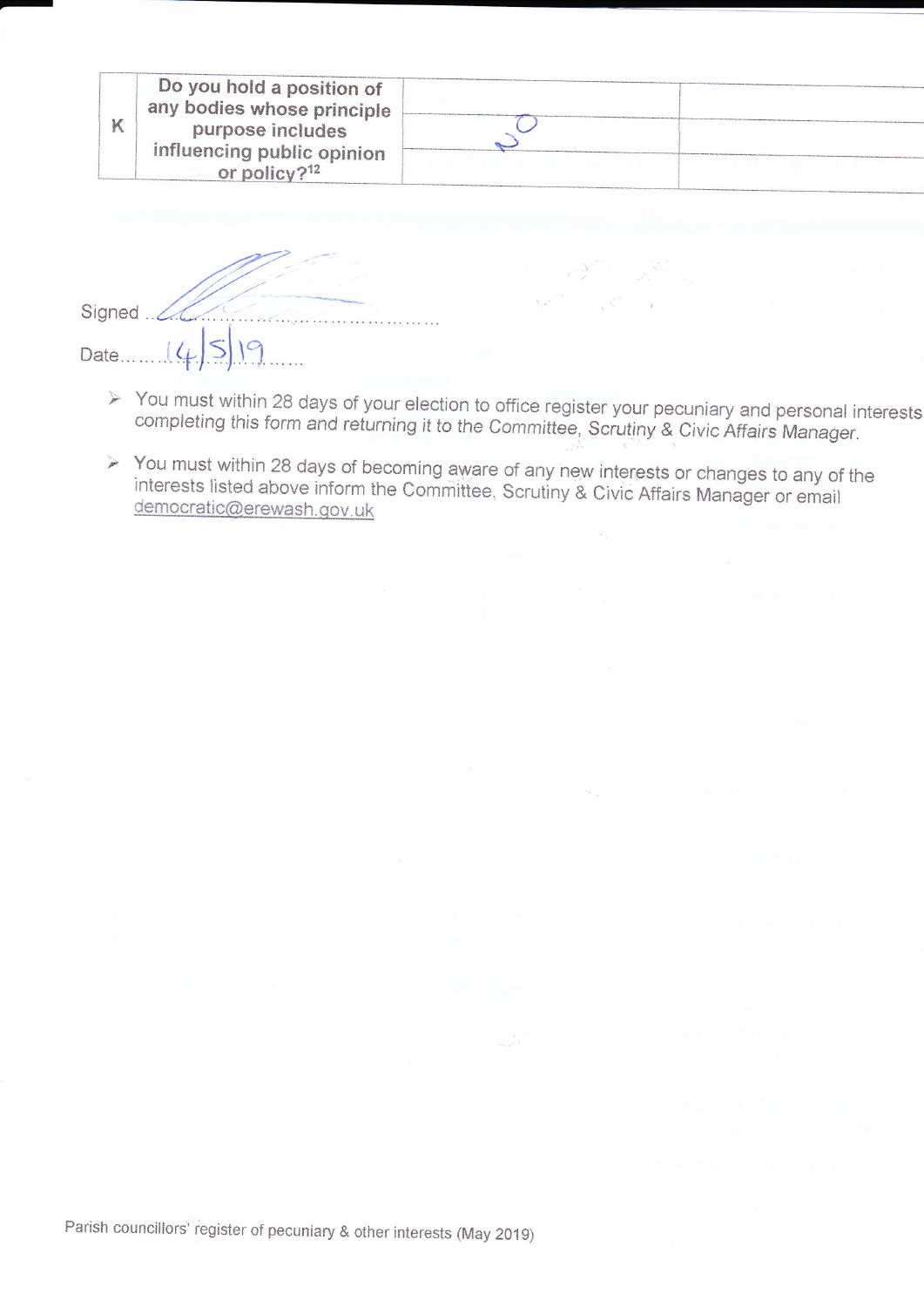| | | | |
|---|---|---|---|
| K | Do you hold a position of any bodies whose principle purpose includes influencing public opinion or policy?[12] | NO | |

Signed ...................................................

Date......14/5/19.......

- You must within 28 days of your election to office register your pecuniary and personal interests completing this form and returning it to the *Committee, Scrutiny & Civic Affairs Manager.*
- You must within 28 days of becoming aware of any new interests or changes to any of the interests listed above inform the Committee, Scrutiny & Civic Affairs Manager or email democratic@erewash.gov.uk

Parish councillors' register of pecuniary & other interests (May 2019)